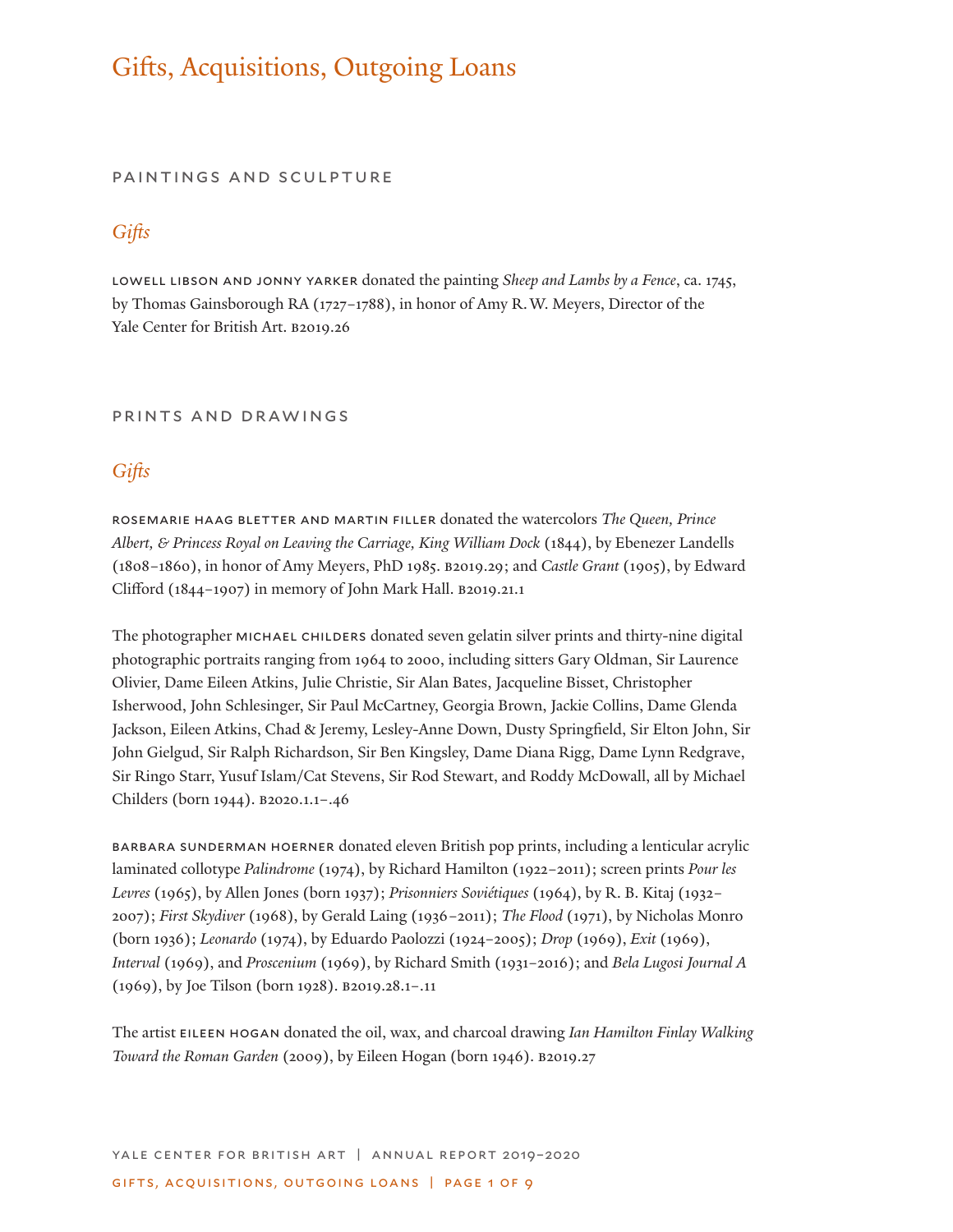# Gifts, Acquisitions, Outgoing Loans

## PAINTINGS AND SCULPTURE

### *Gifts*

LOWELL LIBSON AND JONNY YARKER donated the painting *Sheep and Lambs by a Fence*, ca. 1745, by Thomas Gainsborough RA (1727–1788), in honor of Amy R. W. Meyers, Director of the Yale Center for British Art. B2019.26

## PRINTS AND DRAWINGS

### *Gifts*

ROSEMARIE HAAG BLETTER AND MARTIN FILLER donated the watercolors *The Queen, Prince Albert, & Princess Royal on Leaving the Carriage, King William Dock* (1844), by Ebenezer Landells (1808–1860), in honor of Amy Meyers, PhD 1985. B2019.29; and *Castle Grant* (1905), by Edward Clifford (1844–1907) in memory of John Mark Hall. B2019.21.1

The photographer MICHAEL CHILDERS donated seven gelatin silver prints and thirty-nine digital photographic portraits ranging from 1964 to 2000, including sitters Gary Oldman, Sir Laurence Olivier, Dame Eileen Atkins, Julie Christie, Sir Alan Bates, Jacqueline Bisset, Christopher Isherwood, John Schlesinger, Sir Paul McCartney, Georgia Brown, Jackie Collins, Dame Glenda Jackson, Eileen Atkins, Chad & Jeremy, Lesley-Anne Down, Dusty Springfield, Sir Elton John, Sir John Gielgud, Sir Ralph Richardson, Sir Ben Kingsley, Dame Diana Rigg, Dame Lynn Redgrave, Sir Ringo Starr, Yusuf Islam/Cat Stevens, Sir Rod Stewart, and Roddy McDowall, all by Michael Childers (born 1944). B2020.1.1–.46

BARBARA SUNDERMAN HOERNER donated eleven British pop prints, including a lenticular acrylic laminated collotype *Palindrome* (1974), by Richard Hamilton (1922–2011); screen prints *Pour les Levres* (1965), by Allen Jones (born 1937); *Prisonniers Soviétiques* (1964), by R. B. Kitaj (1932–2007); *First Skydiver* (1968), by Gerald Laing (1936–2011); *The Flood* (1971), by Nicholas Monro (born 1936); *Leonardo* (1974), by Eduardo Paolozzi (1924–2005); *Drop* (1969), *Exit* (1969), *Interval* (1969), and *Proscenium* (1969), by Richard Smith (1931–2016); and *Bela Lugosi Journal A* (1969), by Joe Tilson (born 1928). B2019.28.1–.11

The artist EILEEN HOGAN donated the oil, wax, and charcoal drawing *Ian Hamilton Finlay Walking Toward the Roman Garden* (2009), by Eileen Hogan (born 1946). B2019.27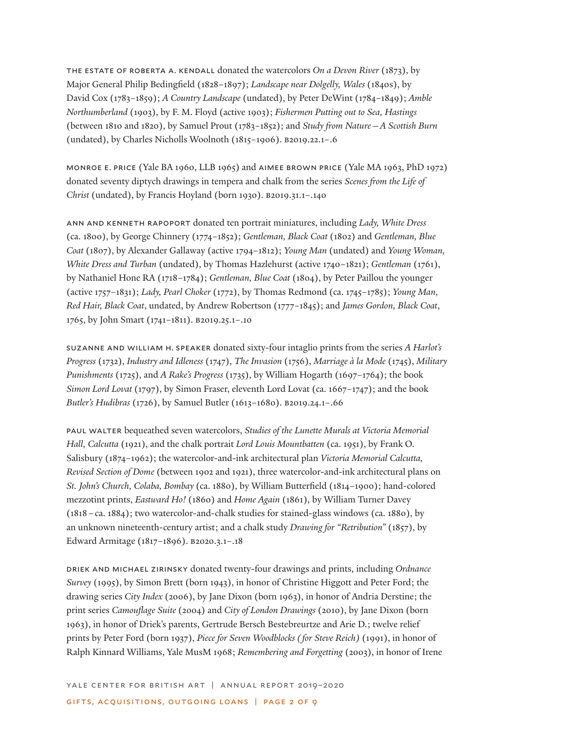THE ESTATE OF ROBERTA A. KENDALL donated the watercolors *On a Devon River* (1873), by Major General Philip Bedingfield (1828–1897); *Landscape near Dolgelly, Wales* (1840s), by David Cox (1783–1859); *A Country Landscape* (undated), by Peter DeWint (1784–1849); *Amble Northumberland* (1903), by F. M. Floyd (active 1903); *Fishermen Putting out to Sea, Hastings* (between 1810 and 1820), by Samuel Prout (1783–1852); and *Study from Nature—A Scottish Burn* (undated), by Charles Nicholls Woolnoth (1815–1906). B2019.22.1–.6

MONROE E. PRICE (Yale BA 1960, LLB 1965) and AIMEE BROWN PRICE (Yale MA 1963, PhD 1972) donated seventy diptych drawings in tempera and chalk from the series *Scenes from the Life of Christ* (undated), by Francis Hoyland (born 1930). B2019.31.1–.140

ANN AND KENNETH RAPOPORT donated ten portrait miniatures, including *Lady, White Dress* (ca. 1800), by George Chinnery (1774–1852); *Gentleman, Black Coat* (1802) and *Gentleman, Blue Coat* (1807), by Alexander Gallaway (active 1794–1812); *Young Man* (undated) and *Young Woman, White Dress and Turban* (undated), by Thomas Hazlehurst (active 1740–1821); *Gentleman* (1761), by Nathaniel Hone RA (1718–1784); *Gentleman, Blue Coat* (1804), by Peter Paillou the younger (active 1757–1831); *Lady, Pearl Choker* (1772), by Thomas Redmond (ca. 1745–1785); *Young Man, Red Hair, Black Coat*, undated, by Andrew Robertson (1777–1845); and *James Gordon, Black Coat*, 1765, by John Smart (1741–1811). B2019.25.1–.10

SUZANNE AND WILLIAM H. SPEAKER donated sixty-four intaglio prints from the series *A Harlot's Progress* (1732), *Industry and Idleness* (1747), *The Invasion* (1756), *Marriage à la Mode* (1745), *Military Punishments* (1725), and *A Rake's Progress* (1735), by William Hogarth (1697–1764); the book *Simon Lord Lovat* (1797), by Simon Fraser, eleventh Lord Lovat (ca. 1667–1747); and the book *Butler's Hudibras* (1726), by Samuel Butler (1613–1680). B2019.24.1–.66

PAUL WALTER bequeathed seven watercolors, *Studies of the Lunette Murals at Victoria Memorial Hall, Calcutta* (1921), and the chalk portrait *Lord Louis Mountbatten* (ca. 1951), by Frank O. Salisbury (1874–1962); the watercolor-and-ink architectural plan *Victoria Memorial Calcutta, Revised Section of Dome* (between 1902 and 1921), three watercolor-and-ink architectural plans on *St. John's Church, Colaba, Bombay* (ca. 1880), by William Butterfield (1814–1900); hand-colored mezzotint prints, *Eastward Ho!* (1860) and *Home Again* (1861), by William Turner Davey (1818 – ca. 1884); two watercolor-and-chalk studies for stained-glass windows (ca. 1880), by an unknown nineteenth-century artist; and a chalk study *Drawing for "Retribution"* (1857), by Edward Armitage (1817–1896). B2020.3.1–.18

DRIEK AND MICHAEL ZIRINSKY donated twenty-four drawings and prints, including *Ordnance Survey* (1995), by Simon Brett (born 1943), in honor of Christine Higgott and Peter Ford; the drawing series *City Index* (2006), by Jane Dixon (born 1963), in honor of Andria Derstine; the print series *Camouflage Suite* (2004) and *City of London Drawings* (2010), by Jane Dixon (born 1963), in honor of Driek's parents, Gertrude Bersch Bestebreurtze and Arie D.; twelve relief prints by Peter Ford (born 1937), *Piece for Seven Woodblocks (for Steve Reich)* (1991), in honor of Ralph Kinnard Williams, Yale MusM 1968; *Remembering and Forgetting* (2003), in honor of Irene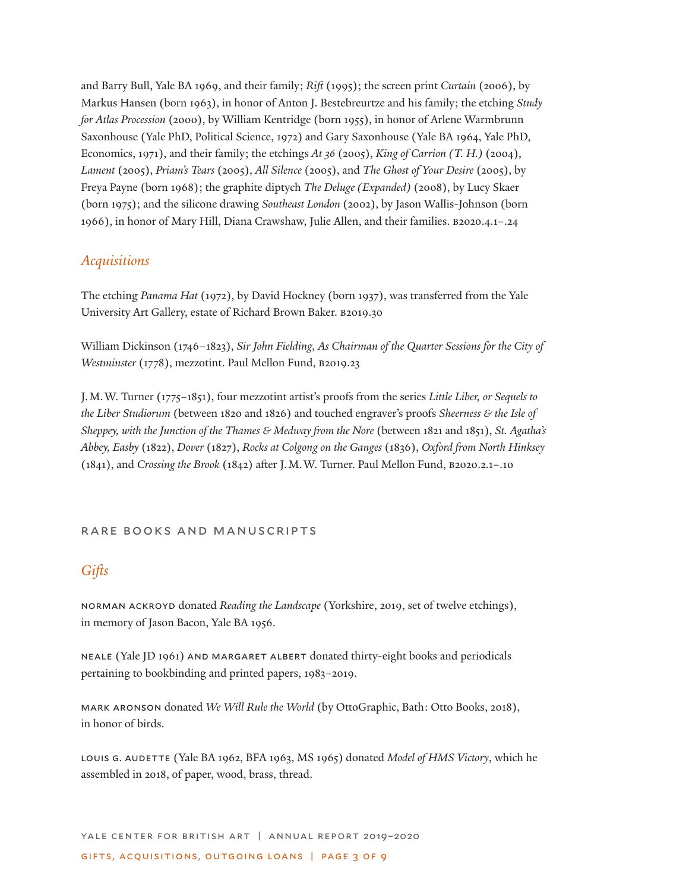and Barry Bull, Yale BA 1969, and their family; *Rift* (1995); the screen print *Curtain* (2006), by Markus Hansen (born 1963), in honor of Anton J. Bestebreurtze and his family; the etching *Study for Atlas Procession* (2000), by William Kentridge (born 1955), in honor of Arlene Warmbrunn Saxonhouse (Yale PhD, Political Science, 1972) and Gary Saxonhouse (Yale BA 1964, Yale PhD, Economics, 1971), and their family; the etchings *At 36* (2005), *King of Carrion (T. H.)* (2004), *Lament* (2005), *Priam's Tears* (2005), *All Silence* (2005), and *The Ghost of Your Desire* (2005), by Freya Payne (born 1968); the graphite diptych *The Deluge (Expanded)* (2008), by Lucy Skaer (born 1975); and the silicone drawing *Southeast London* (2002), by Jason Wallis-Johnson (born 1966), in honor of Mary Hill, Diana Crawshaw, Julie Allen, and their families. B2020.4.1–.24

### *Acquisitions*

The etching *Panama Hat* (1972), by David Hockney (born 1937), was transferred from the Yale University Art Gallery, estate of Richard Brown Baker. B2019.30

William Dickinson (1746–1823), *Sir John Fielding, As Chairman of the Quarter Sessions for the City of Westminster* (1778), mezzotint. Paul Mellon Fund, B2019.23

J. M. W. Turner (1775–1851), four mezzotint artist's proofs from the series *Little Liber, or Sequels to the Liber Studiorum* (between 1820 and 1826) and touched engraver's proofs *Sheerness & the Isle of Sheppey, with the Junction of the Thames & Medway from the Nore* (between 1821 and 1851), *St. Agatha's Abbey, Easby* (1822), *Dover* (1827), *Rocks at Colgong on the Ganges* (1836), *Oxford from North Hinksey* (1841), and *Crossing the Brook* (1842) after J. M. W. Turner. Paul Mellon Fund, B2020.2.1–.10

## RARE BOOKS AND MANUSCRIPTS

### *Gifts*

NORMAN ACKROYD donated *Reading the Landscape* (Yorkshire, 2019, set of twelve etchings), in memory of Jason Bacon, Yale BA 1956.

NEALE (Yale JD 1961) AND MARGARET ALBERT donated thirty-eight books and periodicals pertaining to bookbinding and printed papers, 1983–2019.

MARK ARONSON donated *We Will Rule the World* (by OttoGraphic, Bath: Otto Books, 2018), in honor of birds.

LOUIS G. AUDETTE (Yale BA 1962, BFA 1963, MS 1965) donated *Model of HMS Victory*, which he assembled in 2018, of paper, wood, brass, thread.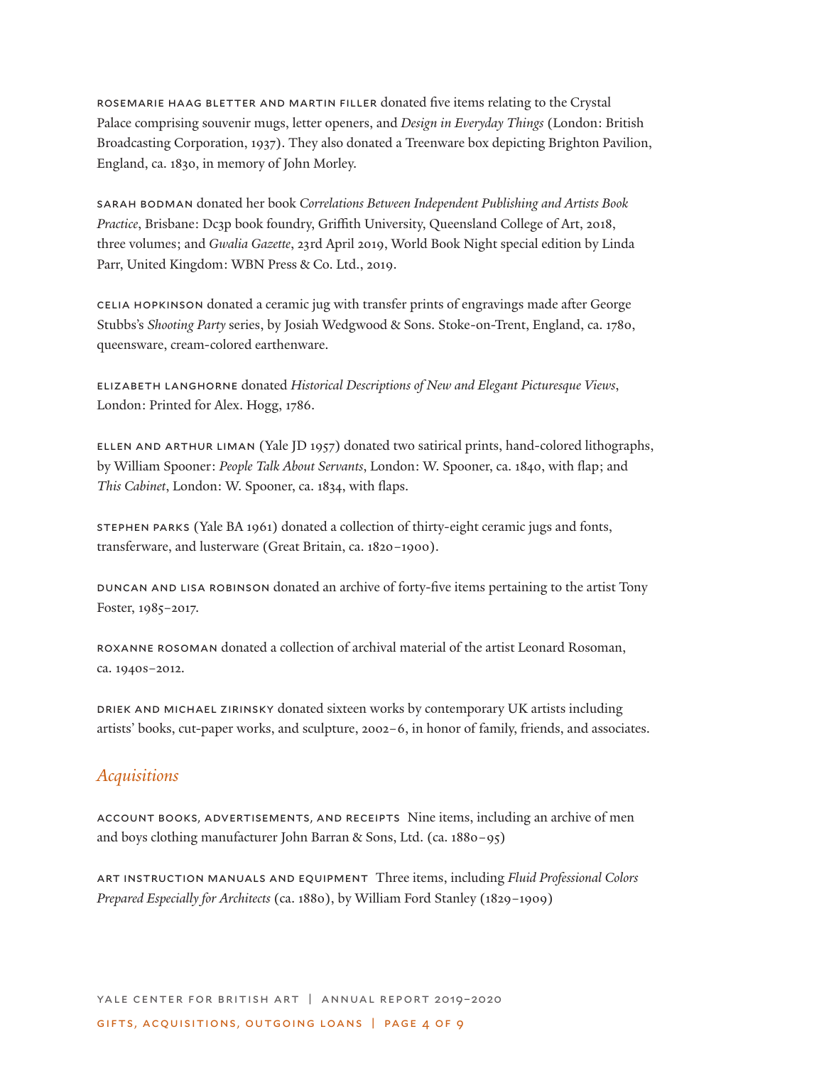ROSEMARIE HAAG BLETTER AND MARTIN FILLER donated five items relating to the Crystal Palace comprising souvenir mugs, letter openers, and *Design in Everyday Things* (London: British Broadcasting Corporation, 1937). They also donated a Treenware box depicting Brighton Pavilion, England, ca. 1830, in memory of John Morley.

SARAH BODMAN donated her book *Correlations Between Independent Publishing and Artists Book Practice*, Brisbane: Dc3p book foundry, Griffith University, Queensland College of Art, 2018, three volumes; and *Gwalia Gazette*, 23rd April 2019, World Book Night special edition by Linda Parr, United Kingdom: WBN Press & Co. Ltd., 2019.

CELIA HOPKINSON donated a ceramic jug with transfer prints of engravings made after George Stubbs's *Shooting Party* series, by Josiah Wedgwood & Sons. Stoke-on-Trent, England, ca. 1780, queensware, cream-colored earthenware.

ELIZABETH LANGHORNE donated *Historical Descriptions of New and Elegant Picturesque Views*, London: Printed for Alex. Hogg, 1786.

ELLEN AND ARTHUR LIMAN (Yale JD 1957) donated two satirical prints, hand-colored lithographs, by William Spooner: *People Talk About Servants*, London: W. Spooner, ca. 1840, with flap; and *This Cabinet*, London: W. Spooner, ca. 1834, with flaps.

STEPHEN PARKS (Yale BA 1961) donated a collection of thirty-eight ceramic jugs and fonts, transferware, and lusterware (Great Britain, ca. 1820–1900).

DUNCAN AND LISA ROBINSON donated an archive of forty-five items pertaining to the artist Tony Foster, 1985–2017.

ROXANNE ROSOMAN donated a collection of archival material of the artist Leonard Rosoman, ca. 1940s–2012.

DRIEK AND MICHAEL ZIRINSKY donated sixteen works by contemporary UK artists including artists' books, cut-paper works, and sculpture, 2002–6, in honor of family, friends, and associates.

## *Acquisitions*

ACCOUNT BOOKS, ADVERTISEMENTS, AND RECEIPTS Nine items, including an archive of men and boys clothing manufacturer John Barran & Sons, Ltd. (ca. 1880–95)

ART INSTRUCTION MANUALS AND EQUIPMENT Three items, including *Fluid Professional Colors Prepared Especially for Architects* (ca. 1880), by William Ford Stanley (1829–1909)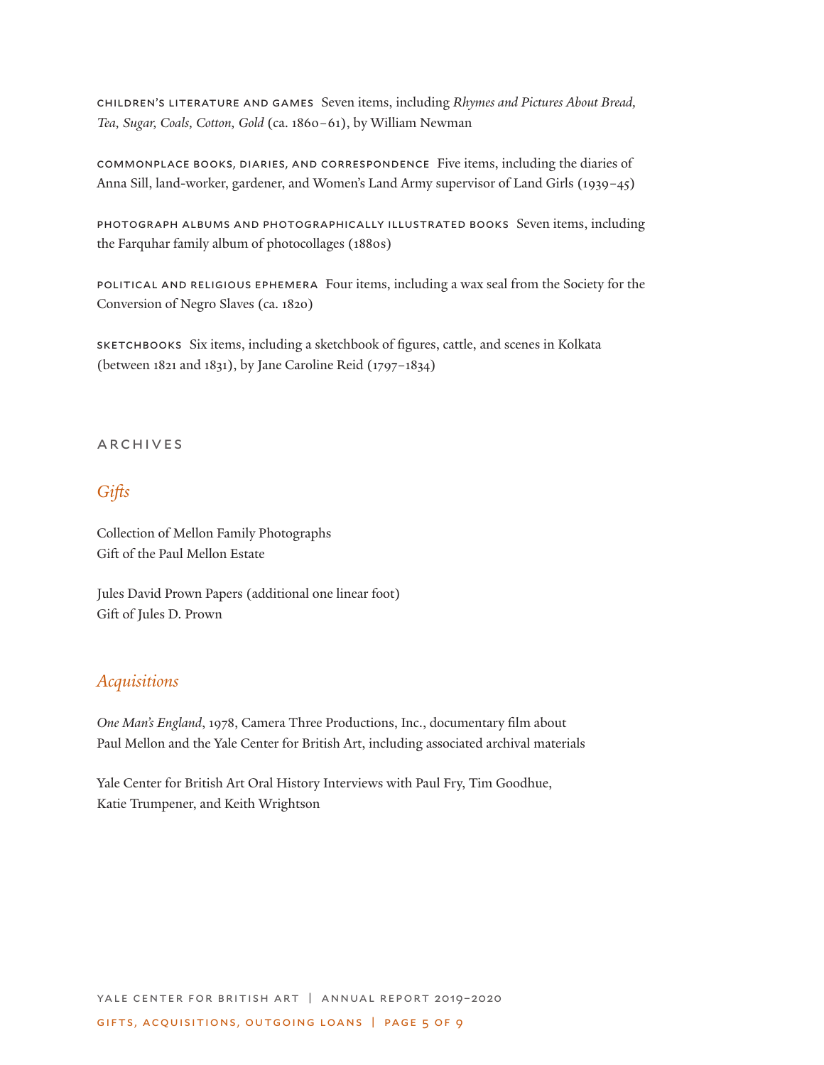CHILDREN'S LITERATURE AND GAMES Seven items, including *Rhymes and Pictures About Bread, Tea, Sugar, Coals, Cotton, Gold* (ca. 1860–61), by William Newman

COMMONPLACE BOOKS, DIARIES, AND CORRESPONDENCE Five items, including the diaries of Anna Sill, land-worker, gardener, and Women's Land Army supervisor of Land Girls (1939–45)

PHOTOGRAPH ALBUMS AND PHOTOGRAPHICALLY ILLUSTRATED BOOKS Seven items, including the Farquhar family album of photocollages (1880s)

POLITICAL AND RELIGIOUS EPHEMERA Four items, including a wax seal from the Society for the Conversion of Negro Slaves (ca. 1820)

SKETCHBOOKS Six items, including a sketchbook of figures, cattle, and scenes in Kolkata (between 1821 and 1831), by Jane Caroline Reid (1797–1834)

## ARCHIVES

### *Gifts*

Collection of Mellon Family Photographs
Gift of the Paul Mellon Estate

Jules David Prown Papers (additional one linear foot)
Gift of Jules D. Prown

### *Acquisitions*

*One Man's England*, 1978, Camera Three Productions, Inc., documentary film about Paul Mellon and the Yale Center for British Art, including associated archival materials

Yale Center for British Art Oral History Interviews with Paul Fry, Tim Goodhue, Katie Trumpener, and Keith Wrightson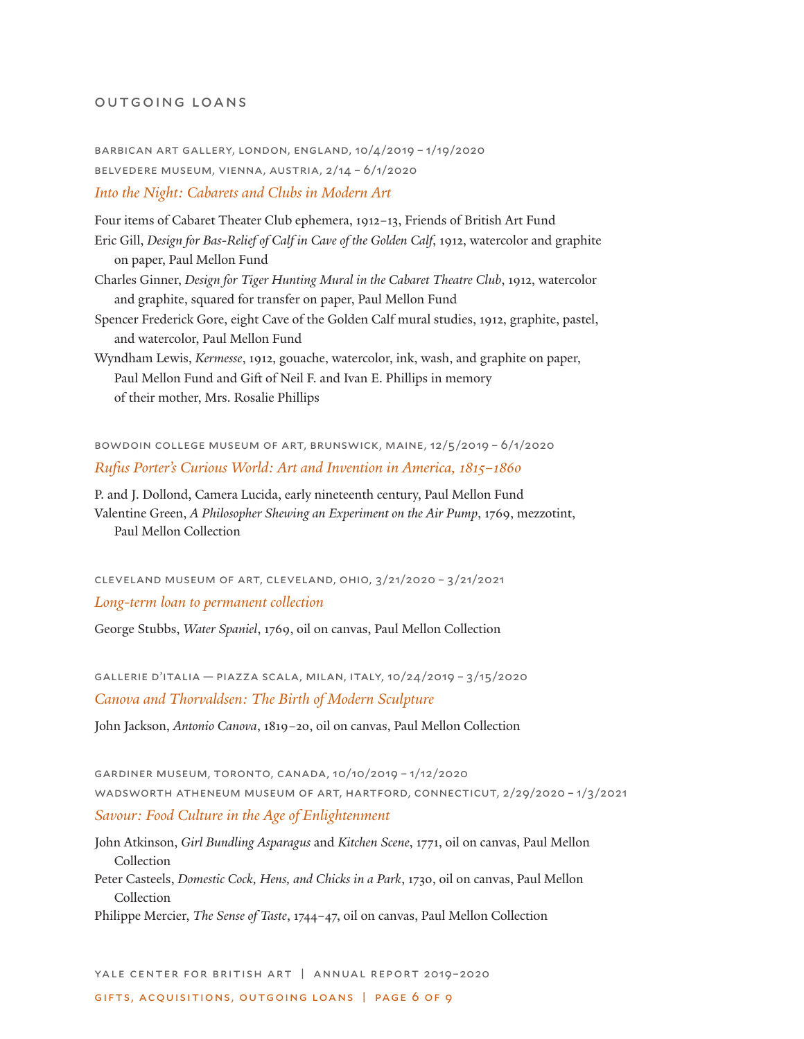## OUTGOING LOANS

BARBICAN ART GALLERY, LONDON, ENGLAND, 10/4/2019 – 1/19/2020
BELVEDERE MUSEUM, VIENNA, AUSTRIA, 2/14 – 6/1/2020

### *Into the Night: Cabarets and Clubs in Modern Art*

Four items of Cabaret Theater Club ephemera, 1912–13, Friends of British Art Fund

Eric Gill, *Design for Bas-Relief of Calf in Cave of the Golden Calf*, 1912, watercolor and graphite on paper, Paul Mellon Fund

Charles Ginner, *Design for Tiger Hunting Mural in the Cabaret Theatre Club*, 1912, watercolor and graphite, squared for transfer on paper, Paul Mellon Fund

Spencer Frederick Gore, eight Cave of the Golden Calf mural studies, 1912, graphite, pastel, and watercolor, Paul Mellon Fund

Wyndham Lewis, *Kermesse*, 1912, gouache, watercolor, ink, wash, and graphite on paper, Paul Mellon Fund and Gift of Neil F. and Ivan E. Phillips in memory of their mother, Mrs. Rosalie Phillips

BOWDOIN COLLEGE MUSEUM OF ART, BRUNSWICK, MAINE, 12/5/2019 – 6/1/2020

### *Rufus Porter's Curious World: Art and Invention in America, 1815–1860*

P. and J. Dollond, Camera Lucida, early nineteenth century, Paul Mellon Fund

Valentine Green, *A Philosopher Shewing an Experiment on the Air Pump*, 1769, mezzotint, Paul Mellon Collection

CLEVELAND MUSEUM OF ART, CLEVELAND, OHIO, 3/21/2020 – 3/21/2021

### *Long-term loan to permanent collection*

George Stubbs, *Water Spaniel*, 1769, oil on canvas, Paul Mellon Collection

GALLERIE D'ITALIA — PIAZZA SCALA, MILAN, ITALY, 10/24/2019 – 3/15/2020

### *Canova and Thorvaldsen: The Birth of Modern Sculpture*

John Jackson, *Antonio Canova*, 1819–20, oil on canvas, Paul Mellon Collection

GARDINER MUSEUM, TORONTO, CANADA, 10/10/2019 – 1/12/2020
WADSWORTH ATHENEUM MUSEUM OF ART, HARTFORD, CONNECTICUT, 2/29/2020 – 1/3/2021

### *Savour: Food Culture in the Age of Enlightenment*

John Atkinson, *Girl Bundling Asparagus* and *Kitchen Scene*, 1771, oil on canvas, Paul Mellon Collection

Peter Casteels, *Domestic Cock, Hens, and Chicks in a Park*, 1730, oil on canvas, Paul Mellon Collection

Philippe Mercier, *The Sense of Taste*, 1744–47, oil on canvas, Paul Mellon Collection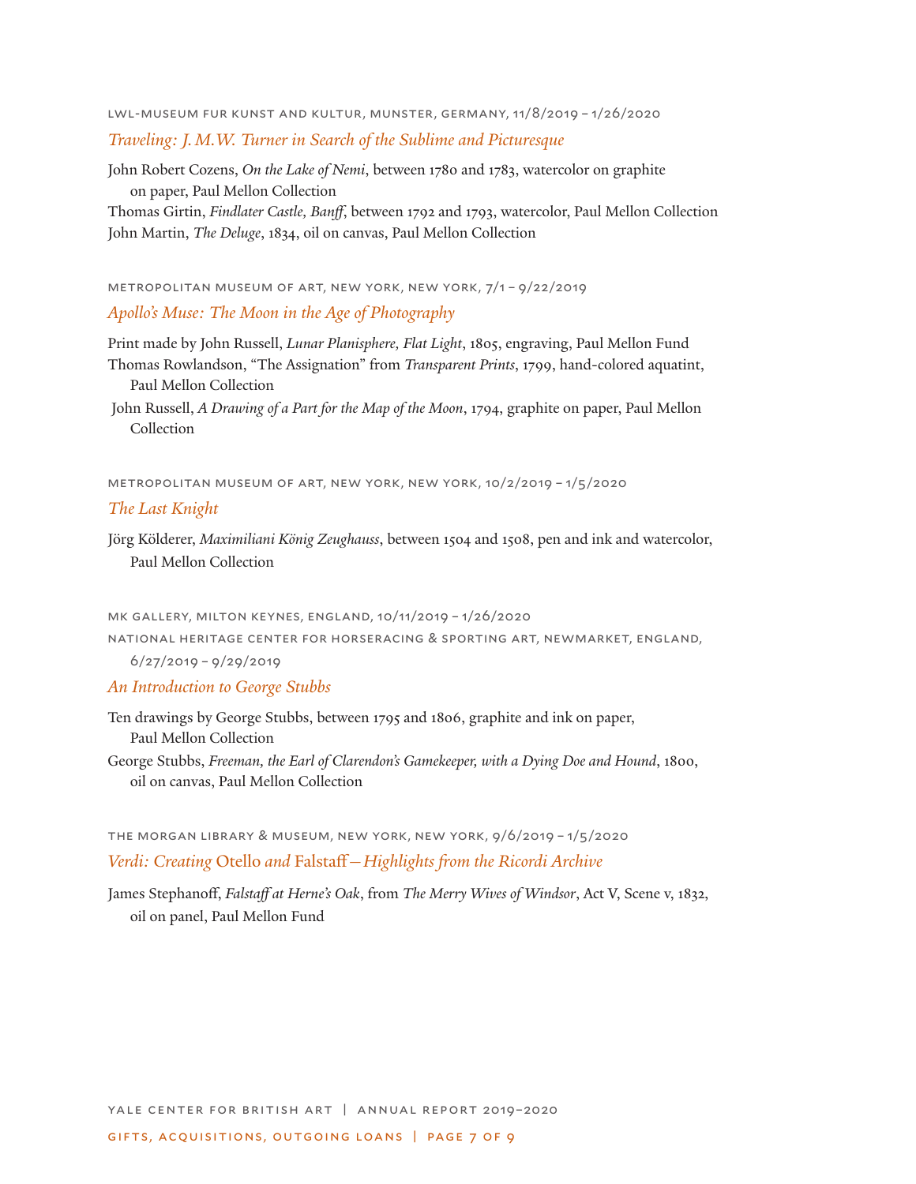LWL-MUSEUM FUR KUNST AND KULTUR, MUNSTER, GERMANY, 11/8/2019 – 1/26/2020

*Traveling: J. M.W. Turner in Search of the Sublime and Picturesque*

John Robert Cozens, *On the Lake of Nemi*, between 1780 and 1783, watercolor on graphite on paper, Paul Mellon Collection

Thomas Girtin, *Findlater Castle, Banff*, between 1792 and 1793, watercolor, Paul Mellon Collection

John Martin, *The Deluge*, 1834, oil on canvas, Paul Mellon Collection

METROPOLITAN MUSEUM OF ART, NEW YORK, NEW YORK, 7/1 – 9/22/2019

*Apollo's Muse: The Moon in the Age of Photography*

Print made by John Russell, *Lunar Planisphere, Flat Light*, 1805, engraving, Paul Mellon Fund

Thomas Rowlandson, "The Assignation" from *Transparent Prints*, 1799, hand-colored aquatint, Paul Mellon Collection

John Russell, *A Drawing of a Part for the Map of the Moon*, 1794, graphite on paper, Paul Mellon Collection

METROPOLITAN MUSEUM OF ART, NEW YORK, NEW YORK, 10/2/2019 – 1/5/2020

*The Last Knight*

Jörg Kölderer, *Maximiliani König Zeughauss*, between 1504 and 1508, pen and ink and watercolor, Paul Mellon Collection

MK GALLERY, MILTON KEYNES, ENGLAND, 10/11/2019 – 1/26/2020

NATIONAL HERITAGE CENTER FOR HORSERACING & SPORTING ART, NEWMARKET, ENGLAND, 6/27/2019 – 9/29/2019

*An Introduction to George Stubbs*

Ten drawings by George Stubbs, between 1795 and 1806, graphite and ink on paper, Paul Mellon Collection

George Stubbs, *Freeman, the Earl of Clarendon's Gamekeeper, with a Dying Doe and Hound*, 1800, oil on canvas, Paul Mellon Collection

THE MORGAN LIBRARY & MUSEUM, NEW YORK, NEW YORK, 9/6/2019 – 1/5/2020

*Verdi: Creating* Otello *and* Falstaff*—Highlights from the Ricordi Archive*

James Stephanoff, *Falstaff at Herne's Oak*, from *The Merry Wives of Windsor*, Act V, Scene v, 1832, oil on panel, Paul Mellon Fund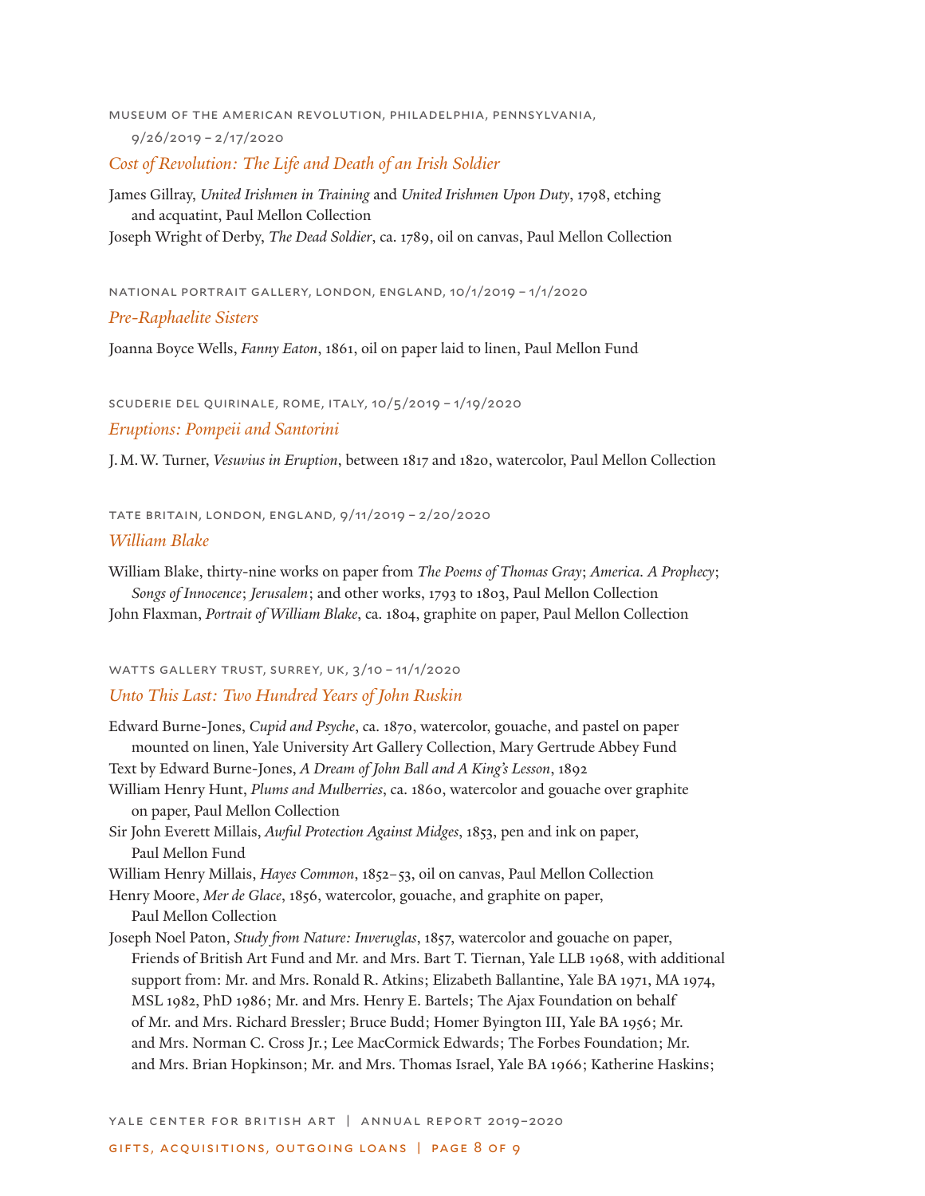MUSEUM OF THE AMERICAN REVOLUTION, PHILADELPHIA, PENNSYLVANIA, 9/26/2019 – 2/17/2020

*Cost of Revolution: The Life and Death of an Irish Soldier*

James Gillray, *United Irishmen in Training* and *United Irishmen Upon Duty*, 1798, etching and acquatint, Paul Mellon Collection
Joseph Wright of Derby, *The Dead Soldier*, ca. 1789, oil on canvas, Paul Mellon Collection

NATIONAL PORTRAIT GALLERY, LONDON, ENGLAND, 10/1/2019 – 1/1/2020

*Pre-Raphaelite Sisters*

Joanna Boyce Wells, *Fanny Eaton*, 1861, oil on paper laid to linen, Paul Mellon Fund

SCUDERIE DEL QUIRINALE, ROME, ITALY, 10/5/2019 – 1/19/2020

*Eruptions: Pompeii and Santorini*

J. M. W. Turner, *Vesuvius in Eruption*, between 1817 and 1820, watercolor, Paul Mellon Collection

TATE BRITAIN, LONDON, ENGLAND, 9/11/2019 – 2/20/2020

*William Blake*

William Blake, thirty-nine works on paper from *The Poems of Thomas Gray*; *America. A Prophecy*; *Songs of Innocence*; *Jerusalem*; and other works, 1793 to 1803, Paul Mellon Collection
John Flaxman, *Portrait of William Blake*, ca. 1804, graphite on paper, Paul Mellon Collection

WATTS GALLERY TRUST, SURREY, UK, 3/10 – 11/1/2020

*Unto This Last: Two Hundred Years of John Ruskin*

Edward Burne-Jones, *Cupid and Psyche*, ca. 1870, watercolor, gouache, and pastel on paper mounted on linen, Yale University Art Gallery Collection, Mary Gertrude Abbey Fund
Text by Edward Burne-Jones, *A Dream of John Ball and A King's Lesson*, 1892
William Henry Hunt, *Plums and Mulberries*, ca. 1860, watercolor and gouache over graphite on paper, Paul Mellon Collection
Sir John Everett Millais, *Awful Protection Against Midges*, 1853, pen and ink on paper, Paul Mellon Fund
William Henry Millais, *Hayes Common*, 1852–53, oil on canvas, Paul Mellon Collection
Henry Moore, *Mer de Glace*, 1856, watercolor, gouache, and graphite on paper, Paul Mellon Collection
Joseph Noel Paton, *Study from Nature: Inveruglas*, 1857, watercolor and gouache on paper, Friends of British Art Fund and Mr. and Mrs. Bart T. Tiernan, Yale LLB 1968, with additional support from: Mr. and Mrs. Ronald R. Atkins; Elizabeth Ballantine, Yale BA 1971, MA 1974, MSL 1982, PhD 1986; Mr. and Mrs. Henry E. Bartels; The Ajax Foundation on behalf of Mr. and Mrs. Richard Bressler; Bruce Budd; Homer Byington III, Yale BA 1956; Mr. and Mrs. Norman C. Cross Jr.; Lee MacCormick Edwards; The Forbes Foundation; Mr. and Mrs. Brian Hopkinson; Mr. and Mrs. Thomas Israel, Yale BA 1966; Katherine Haskins;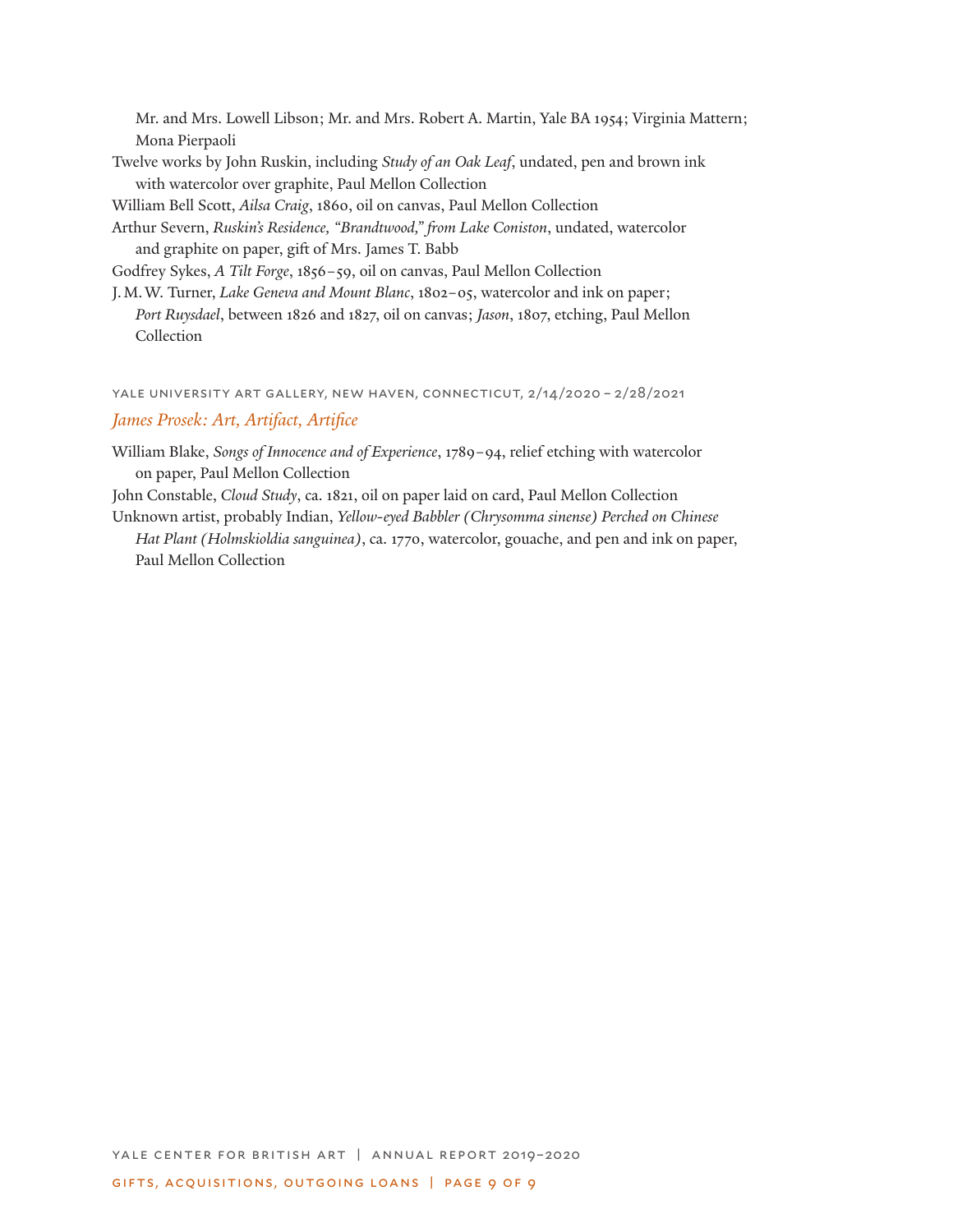Mr. and Mrs. Lowell Libson; Mr. and Mrs. Robert A. Martin, Yale BA 1954; Virginia Mattern; Mona Pierpaoli

Twelve works by John Ruskin, including *Study of an Oak Leaf*, undated, pen and brown ink with watercolor over graphite, Paul Mellon Collection

William Bell Scott, *Ailsa Craig*, 1860, oil on canvas, Paul Mellon Collection

Arthur Severn, *Ruskin's Residence, "Brandtwood," from Lake Coniston*, undated, watercolor and graphite on paper, gift of Mrs. James T. Babb

Godfrey Sykes, *A Tilt Forge*, 1856–59, oil on canvas, Paul Mellon Collection

J. M. W. Turner, *Lake Geneva and Mount Blanc*, 1802–05, watercolor and ink on paper; *Port Ruysdael*, between 1826 and 1827, oil on canvas; *Jason*, 1807, etching, Paul Mellon Collection

YALE UNIVERSITY ART GALLERY, NEW HAVEN, CONNECTICUT, 2/14/2020 – 2/28/2021

### *James Prosek: Art, Artifact, Artifice*

William Blake, *Songs of Innocence and of Experience*, 1789–94, relief etching with watercolor on paper, Paul Mellon Collection

John Constable, *Cloud Study*, ca. 1821, oil on paper laid on card, Paul Mellon Collection

Unknown artist, probably Indian, *Yellow-eyed Babbler (Chrysomma sinense) Perched on Chinese Hat Plant (Holmskioldia sanguinea)*, ca. 1770, watercolor, gouache, and pen and ink on paper, Paul Mellon Collection